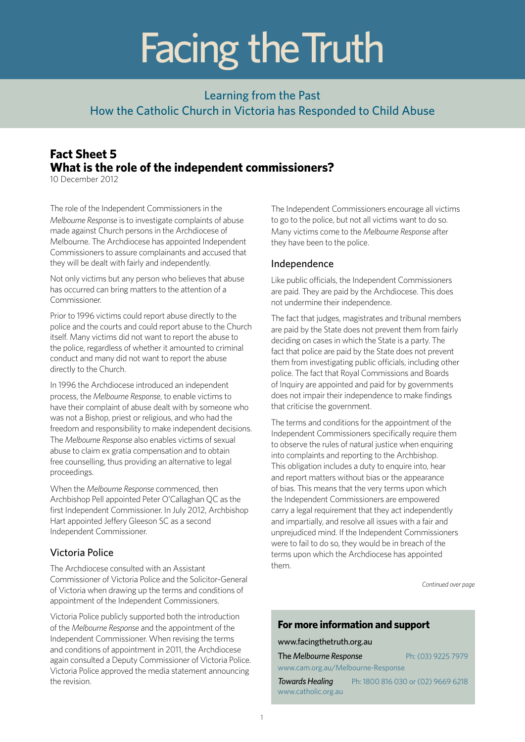# Facing the Truth

## Learning from the Past
## How the Catholic Church in Victoria has Responded to Child Abuse

## Fact Sheet 5
## What is the role of the independent commissioners?

10 December 2012

The role of the Independent Commissioners in the *Melbourne Response* is to investigate complaints of abuse made against Church persons in the Archdiocese of Melbourne. The Archdiocese has appointed Independent Commissioners to assure complainants and accused that they will be dealt with fairly and independently.

Not only victims but any person who believes that abuse has occurred can bring matters to the attention of a Commissioner.

Prior to 1996 victims could report abuse directly to the police and the courts and could report abuse to the Church itself. Many victims did not want to report the abuse to the police, regardless of whether it amounted to criminal conduct and many did not want to report the abuse directly to the Church.

In 1996 the Archdiocese introduced an independent process, the *Melbourne Response*, to enable victims to have their complaint of abuse dealt with by someone who was not a Bishop, priest or religious, and who had the freedom and responsibility to make independent decisions. The *Melbourne Response* also enables victims of sexual abuse to claim ex gratia compensation and to obtain free counselling, thus providing an alternative to legal proceedings.

When the *Melbourne Response* commenced, then Archbishop Pell appointed Peter O'Callaghan QC as the first Independent Commissioner. In July 2012, Archbishop Hart appointed Jeffery Gleeson SC as a second Independent Commissioner.

### Victoria Police

The Archdiocese consulted with an Assistant Commissioner of Victoria Police and the Solicitor-General of Victoria when drawing up the terms and conditions of appointment of the Independent Commissioners.

Victoria Police publicly supported both the introduction of the *Melbourne Response* and the appointment of the Independent Commissioner. When revising the terms and conditions of appointment in 2011, the Archdiocese again consulted a Deputy Commissioner of Victoria Police. Victoria Police approved the media statement announcing the revision.

The Independent Commissioners encourage all victims to go to the police, but not all victims want to do so. Many victims come to the *Melbourne Response* after they have been to the police.

### Independence

Like public officials, the Independent Commissioners are paid. They are paid by the Archdiocese. This does not undermine their independence.

The fact that judges, magistrates and tribunal members are paid by the State does not prevent them from fairly deciding on cases in which the State is a party. The fact that police are paid by the State does not prevent them from investigating public officials, including other police. The fact that Royal Commissions and Boards of Inquiry are appointed and paid for by governments does not impair their independence to make findings that criticise the government.

The terms and conditions for the appointment of the Independent Commissioners specifically require them to observe the rules of natural justice when enquiring into complaints and reporting to the Archbishop. This obligation includes a duty to enquire into, hear and report matters without bias or the appearance of bias. This means that the very terms upon which the Independent Commissioners are empowered carry a legal requirement that they act independently and impartially, and resolve all issues with a fair and unprejudiced mind. If the Independent Commissioners were to fail to do so, they would be in breach of the terms upon which the Archdiocese has appointed them.

*Continued over page*

### For more information and support

www.facingthetruth.org.au

The *Melbourne Response* Ph: (03) 9225 7979
www.cam.org.au/Melbourne-Response

*Towards Healing* Ph: 1800 816 030 or (02) 9669 6218
www.catholic.org.au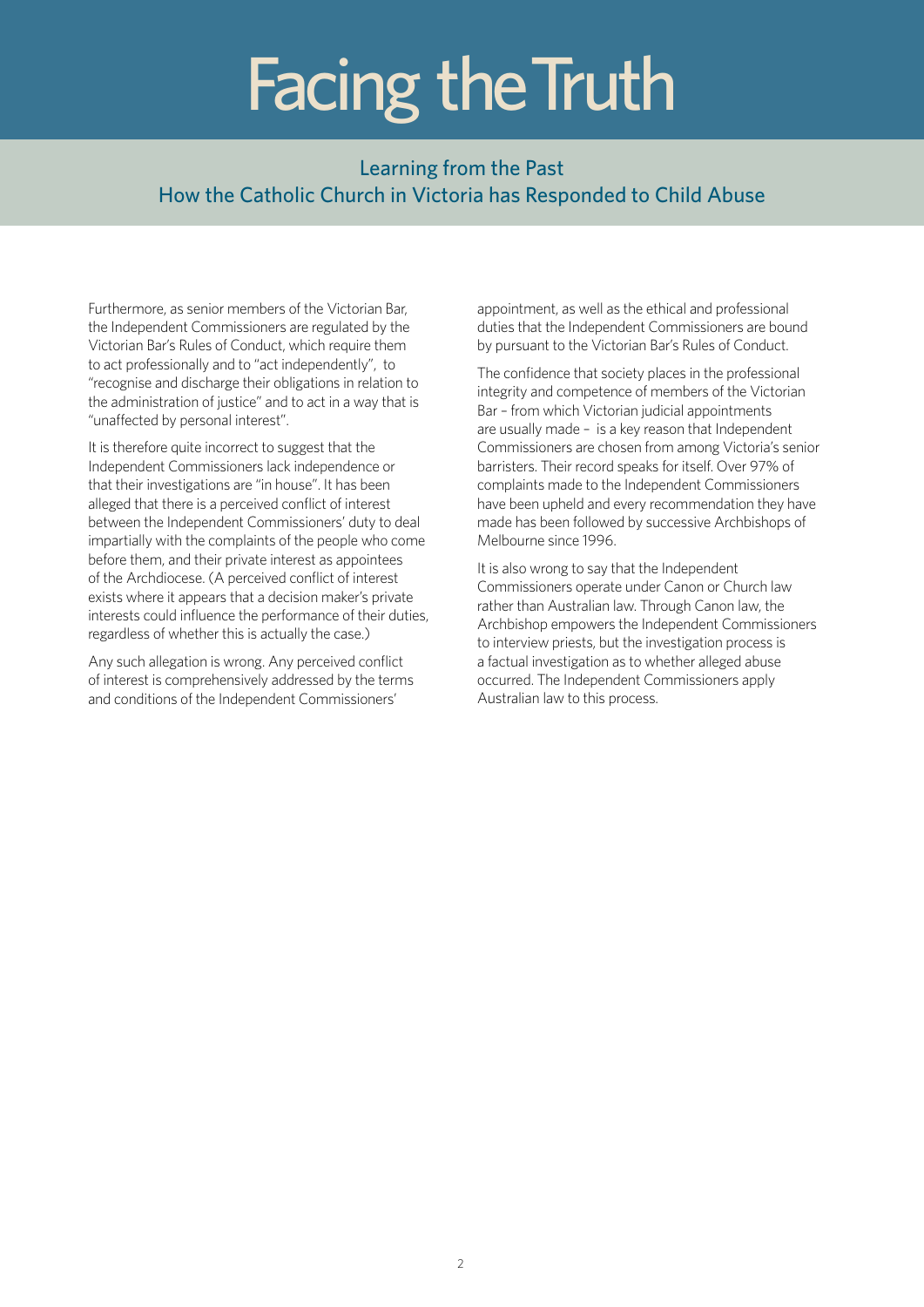# Facing the Truth

## Learning from the Past
## How the Catholic Church in Victoria has Responded to Child Abuse

Furthermore, as senior members of the Victorian Bar, the Independent Commissioners are regulated by the Victorian Bar's Rules of Conduct, which require them to act professionally and to "act independently", to "recognise and discharge their obligations in relation to the administration of justice" and to act in a way that is "unaffected by personal interest".

It is therefore quite incorrect to suggest that the Independent Commissioners lack independence or that their investigations are "in house". It has been alleged that there is a perceived conflict of interest between the Independent Commissioners' duty to deal impartially with the complaints of the people who come before them, and their private interest as appointees of the Archdiocese. (A perceived conflict of interest exists where it appears that a decision maker's private interests could influence the performance of their duties, regardless of whether this is actually the case.)

Any such allegation is wrong. Any perceived conflict of interest is comprehensively addressed by the terms and conditions of the Independent Commissioners' appointment, as well as the ethical and professional duties that the Independent Commissioners are bound by pursuant to the Victorian Bar's Rules of Conduct.

The confidence that society places in the professional integrity and competence of members of the Victorian Bar – from which Victorian judicial appointments are usually made – is a key reason that Independent Commissioners are chosen from among Victoria's senior barristers. Their record speaks for itself. Over 97% of complaints made to the Independent Commissioners have been upheld and every recommendation they have made has been followed by successive Archbishops of Melbourne since 1996.

It is also wrong to say that the Independent Commissioners operate under Canon or Church law rather than Australian law. Through Canon law, the Archbishop empowers the Independent Commissioners to interview priests, but the investigation process is a factual investigation as to whether alleged abuse occurred. The Independent Commissioners apply Australian law to this process.